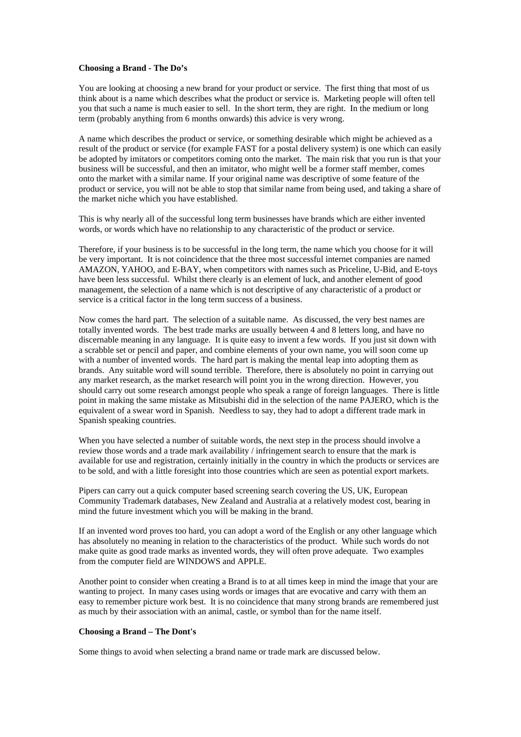**Choosing a Brand - The Do's**

You are looking at choosing a new brand for your product or service. The first thing that most of us think about is a name which describes what the product or service is. Marketing people will often tell you that such a name is much easier to sell. In the short term, they are right. In the medium or long term (probably anything from 6 months onwards) this advice is very wrong.

A name which describes the product or service, or something desirable which might be achieved as a result of the product or service (for example FAST for a postal delivery system) is one which can easily be adopted by imitators or competitors coming onto the market. The main risk that you run is that your business will be successful, and then an imitator, who might well be a former staff member, comes onto the market with a similar name. If your original name was descriptive of some feature of the product or service, you will not be able to stop that similar name from being used, and taking a share of the market niche which you have established.

This is why nearly all of the successful long term businesses have brands which are either invented words, or words which have no relationship to any characteristic of the product or service.

Therefore, if your business is to be successful in the long term, the name which you choose for it will be very important. It is not coincidence that the three most successful internet companies are named AMAZON, YAHOO, and E-BAY, when competitors with names such as Priceline, U-Bid, and E-toys have been less successful. Whilst there clearly is an element of luck, and another element of good management, the selection of a name which is not descriptive of any characteristic of a product or service is a critical factor in the long term success of a business.

Now comes the hard part. The selection of a suitable name. As discussed, the very best names are totally invented words. The best trade marks are usually between 4 and 8 letters long, and have no discernable meaning in any language. It is quite easy to invent a few words. If you just sit down with a scrabble set or pencil and paper, and combine elements of your own name, you will soon come up with a number of invented words. The hard part is making the mental leap into adopting them as brands. Any suitable word will sound terrible. Therefore, there is absolutely no point in carrying out any market research, as the market research will point you in the wrong direction. However, you should carry out some research amongst people who speak a range of foreign languages. There is little point in making the same mistake as Mitsubishi did in the selection of the name PAJERO, which is the equivalent of a swear word in Spanish. Needless to say, they had to adopt a different trade mark in Spanish speaking countries.

When you have selected a number of suitable words, the next step in the process should involve a review those words and a trade mark availability / infringement search to ensure that the mark is available for use and registration, certainly initially in the country in which the products or services are to be sold, and with a little foresight into those countries which are seen as potential export markets.

Pipers can carry out a quick computer based screening search covering the US, UK, European Community Trademark databases, New Zealand and Australia at a relatively modest cost, bearing in mind the future investment which you will be making in the brand.

If an invented word proves too hard, you can adopt a word of the English or any other language which has absolutely no meaning in relation to the characteristics of the product. While such words do not make quite as good trade marks as invented words, they will often prove adequate. Two examples from the computer field are WINDOWS and APPLE.

Another point to consider when creating a Brand is to at all times keep in mind the image that your are wanting to project. In many cases using words or images that are evocative and carry with them an easy to remember picture work best. It is no coincidence that many strong brands are remembered just as much by their association with an animal, castle, or symbol than for the name itself.

**Choosing a Brand – The Dont's**

Some things to avoid when selecting a brand name or trade mark are discussed below.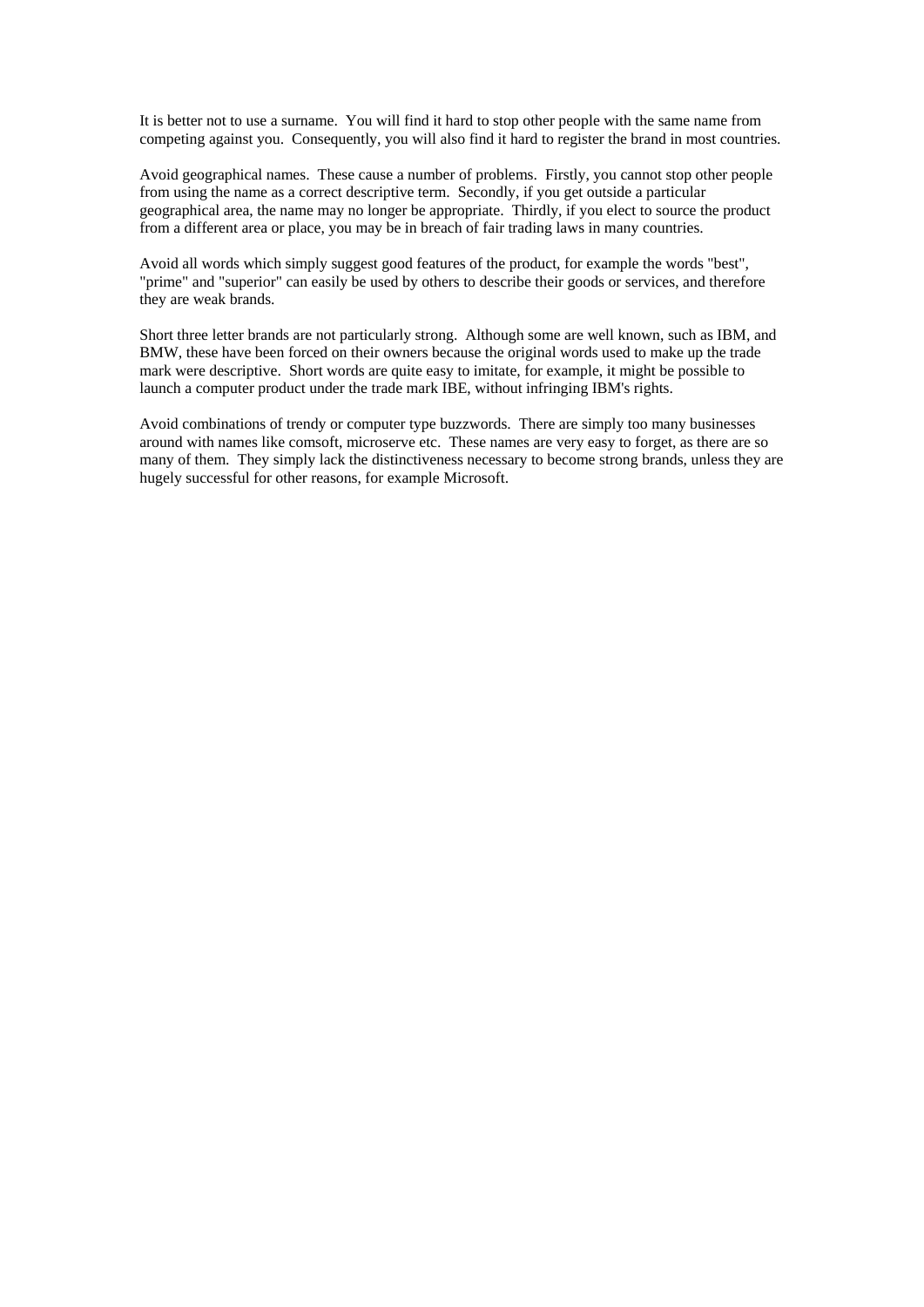It is better not to use a surname. You will find it hard to stop other people with the same name from competing against you. Consequently, you will also find it hard to register the brand in most countries.

Avoid geographical names. These cause a number of problems. Firstly, you cannot stop other people from using the name as a correct descriptive term. Secondly, if you get outside a particular geographical area, the name may no longer be appropriate. Thirdly, if you elect to source the product from a different area or place, you may be in breach of fair trading laws in many countries.

Avoid all words which simply suggest good features of the product, for example the words "best", "prime" and "superior" can easily be used by others to describe their goods or services, and therefore they are weak brands.

Short three letter brands are not particularly strong. Although some are well known, such as IBM, and BMW, these have been forced on their owners because the original words used to make up the trade mark were descriptive. Short words are quite easy to imitate, for example, it might be possible to launch a computer product under the trade mark IBE, without infringing IBM's rights.

Avoid combinations of trendy or computer type buzzwords. There are simply too many businesses around with names like comsoft, microserve etc. These names are very easy to forget, as there are so many of them. They simply lack the distinctiveness necessary to become strong brands, unless they are hugely successful for other reasons, for example Microsoft.